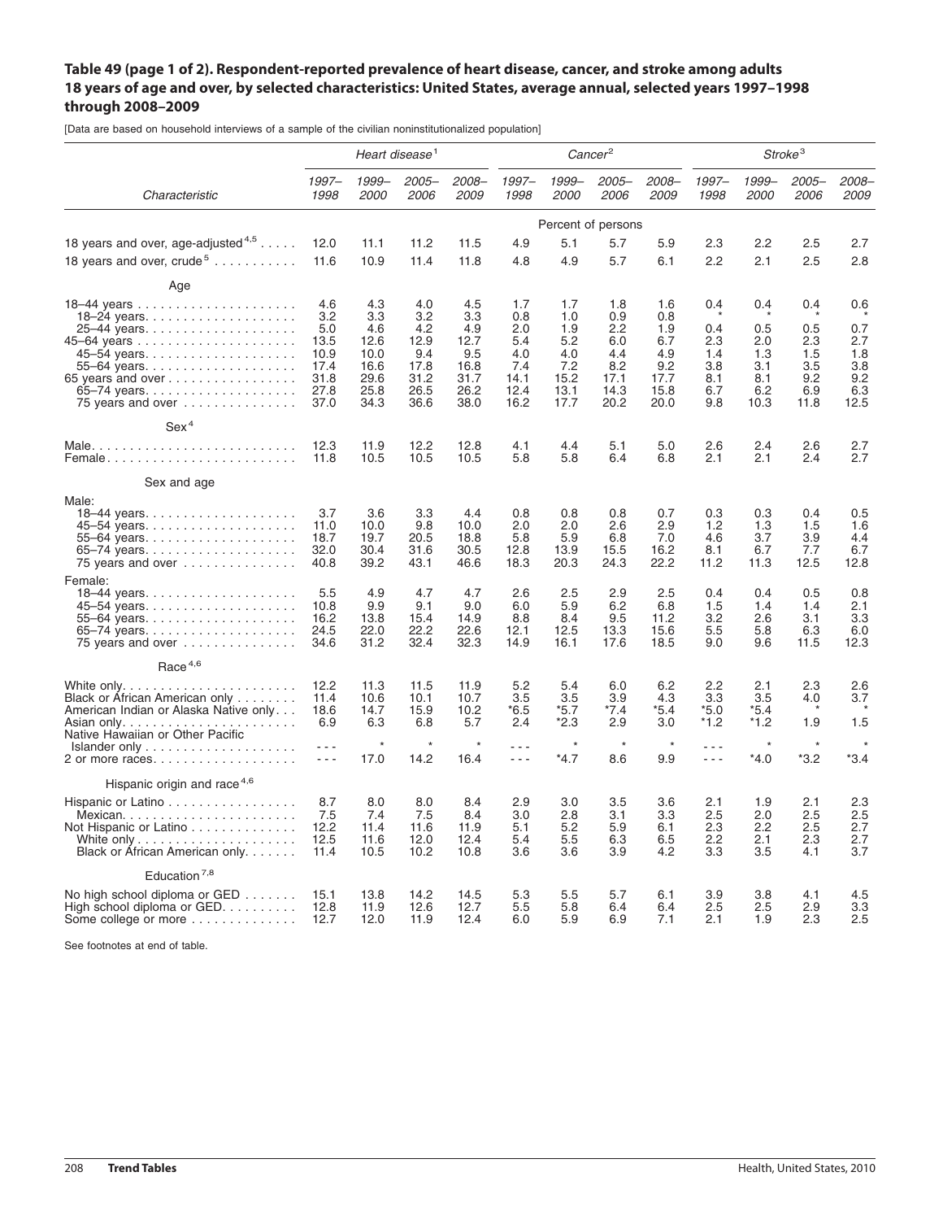**Table 49 (page 1 of 2). Respondent-reported prevalence of heart disease, cancer, and stroke among adults 18 years of age and over, by selected characteristics: United States, average annual, selected years 1997–1998 through 2008–2009**

[Data are based on household interviews of a sample of the civilian noninstitutionalized population]

| Characteristic | Heart disease[1] | | | | Cancer[2] | | | | Stroke[3] | | | |
|---|---|---|---|---|---|---|---|---|---|---|---|---|
| | 1997–1998 | 1999–2000 | 2005–2006 | 2008–2009 | 1997–1998 | 1999–2000 | 2005–2006 | 2008–2009 | 1997–1998 | 1999–2000 | 2005–2006 | 2008–2009 |
| | Percent of persons | | | | | | | | | | | |
| 18 years and over, age-adjusted[4,5] | 12.0 | 11.1 | 11.2 | 11.5 | 4.9 | 5.1 | 5.7 | 5.9 | 2.3 | 2.2 | 2.5 | 2.7 |
| 18 years and over, crude[5] | 11.6 | 10.9 | 11.4 | 11.8 | 4.8 | 4.9 | 5.7 | 6.1 | 2.2 | 2.1 | 2.5 | 2.8 |
| **Age** | | | | | | | | | | | | |
| 18–44 years | 4.6 | 4.3 | 4.0 | 4.5 | 1.7 | 1.7 | 1.8 | 1.6 | 0.4 | 0.4 | 0.4 | 0.6 |
| 18–24 years | 3.2 | 3.3 | 3.2 | 3.3 | 0.8 | 1.0 | 0.9 | 0.8 | * | * | * | * |
| 25–44 years | 5.0 | 4.6 | 4.2 | 4.9 | 2.0 | 1.9 | 2.2 | 1.9 | 0.4 | 0.5 | 0.5 | 0.7 |
| 45–64 years | 13.5 | 12.6 | 12.9 | 12.7 | 5.4 | 5.2 | 6.0 | 6.7 | 2.3 | 2.0 | 2.3 | 2.7 |
| 45–54 years | 10.9 | 10.0 | 9.4 | 9.5 | 4.0 | 4.0 | 4.4 | 4.9 | 1.4 | 1.3 | 1.5 | 1.8 |
| 55–64 years | 17.4 | 16.6 | 17.8 | 16.8 | 7.4 | 7.2 | 8.2 | 9.2 | 3.8 | 3.1 | 3.5 | 3.8 |
| 65 years and over | 31.8 | 29.6 | 31.2 | 31.7 | 14.1 | 15.2 | 17.1 | 17.7 | 8.1 | 8.1 | 9.2 | 9.2 |
| 65–74 years | 27.8 | 25.8 | 26.5 | 26.2 | 12.4 | 13.1 | 14.3 | 15.8 | 6.7 | 6.2 | 6.9 | 6.3 |
| 75 years and over | 37.0 | 34.3 | 36.6 | 38.0 | 16.2 | 17.7 | 20.2 | 20.0 | 9.8 | 10.3 | 11.8 | 12.5 |
| **Sex[4]** | | | | | | | | | | | | |
| Male | 12.3 | 11.9 | 12.2 | 12.8 | 4.1 | 4.4 | 5.1 | 5.0 | 2.6 | 2.4 | 2.6 | 2.7 |
| Female | 11.8 | 10.5 | 10.5 | 10.5 | 5.8 | 5.8 | 6.4 | 6.8 | 2.1 | 2.1 | 2.4 | 2.7 |
| **Sex and age** | | | | | | | | | | | | |
| Male: | | | | | | | | | | | | |
| 18–44 years | 3.7 | 3.6 | 3.3 | 4.4 | 0.8 | 0.8 | 0.8 | 0.7 | 0.3 | 0.3 | 0.4 | 0.5 |
| 45–54 years | 11.0 | 10.0 | 9.8 | 10.0 | 2.0 | 2.0 | 2.6 | 2.9 | 1.2 | 1.3 | 1.5 | 1.6 |
| 55–64 years | 18.7 | 19.7 | 20.5 | 18.8 | 5.8 | 5.9 | 6.8 | 7.0 | 4.6 | 3.7 | 3.9 | 4.4 |
| 65–74 years | 32.0 | 30.4 | 31.6 | 30.5 | 12.8 | 13.9 | 15.5 | 16.2 | 8.1 | 6.7 | 7.7 | 6.7 |
| 75 years and over | 40.8 | 39.2 | 43.1 | 46.6 | 18.3 | 20.3 | 24.3 | 22.2 | 11.2 | 11.3 | 12.5 | 12.8 |
| Female: | | | | | | | | | | | | |
| 18–44 years | 5.5 | 4.9 | 4.7 | 4.7 | 2.6 | 2.5 | 2.9 | 2.5 | 0.4 | 0.4 | 0.5 | 0.8 |
| 45–54 years | 10.8 | 9.9 | 9.1 | 9.0 | 6.0 | 5.9 | 6.2 | 6.8 | 1.5 | 1.4 | 1.4 | 2.1 |
| 55–64 years | 16.2 | 13.8 | 15.4 | 14.9 | 8.8 | 8.4 | 9.5 | 11.2 | 3.2 | 2.6 | 3.1 | 3.3 |
| 65–74 years | 24.5 | 22.0 | 22.2 | 22.6 | 12.1 | 12.5 | 13.3 | 15.6 | 5.5 | 5.8 | 6.3 | 6.0 |
| 75 years and over | 34.6 | 31.2 | 32.4 | 32.3 | 14.9 | 16.1 | 17.6 | 18.5 | 9.0 | 9.6 | 11.5 | 12.3 |
| **Race[4,6]** | | | | | | | | | | | | |
| White only | 12.2 | 11.3 | 11.5 | 11.9 | 5.2 | 5.4 | 6.0 | 6.2 | 2.2 | 2.1 | 2.3 | 2.6 |
| Black or African American only | 11.4 | 10.6 | 10.1 | 10.7 | 3.5 | 3.5 | 3.9 | 4.3 | 3.3 | 3.5 | 4.0 | 3.7 |
| American Indian or Alaska Native only | 18.6 | 14.7 | 15.9 | 10.2 | *6.5 | *5.7 | *7.4 | *5.4 | *5.0 | *5.4 | * | * |
| Asian only | 6.9 | 6.3 | 6.8 | 5.7 | 2.4 | *2.3 | 2.9 | 3.0 | *1.2 | *1.2 | 1.9 | 1.5 |
| Native Hawaiian or Other Pacific Islander only | - - - | * | * | * | - - - | * | * | * | - - - | * | * | * |
| 2 or more races | - - - | 17.0 | 14.2 | 16.4 | - - - | *4.7 | 8.6 | 9.9 | - - - | *4.0 | *3.2 | *3.4 |
| **Hispanic origin and race[4,6]** | | | | | | | | | | | | |
| Hispanic or Latino | 8.7 | 8.0 | 8.0 | 8.4 | 2.9 | 3.0 | 3.5 | 3.6 | 2.1 | 1.9 | 2.1 | 2.3 |
| Mexican | 7.5 | 7.4 | 7.5 | 8.4 | 3.0 | 2.8 | 3.1 | 3.3 | 2.5 | 2.0 | 2.5 | 2.5 |
| Not Hispanic or Latino | 12.2 | 11.4 | 11.6 | 11.9 | 5.1 | 5.2 | 5.9 | 6.1 | 2.3 | 2.2 | 2.5 | 2.7 |
| White only | 12.5 | 11.6 | 12.0 | 12.4 | 5.4 | 5.5 | 6.3 | 6.5 | 2.2 | 2.1 | 2.3 | 2.7 |
| Black or African American only | 11.4 | 10.5 | 10.2 | 10.8 | 3.6 | 3.6 | 3.9 | 4.2 | 3.3 | 3.5 | 4.1 | 3.7 |
| **Education[7,8]** | | | | | | | | | | | | |
| No high school diploma or GED | 15.1 | 13.8 | 14.2 | 14.5 | 5.3 | 5.5 | 5.7 | 6.1 | 3.9 | 3.8 | 4.1 | 4.5 |
| High school diploma or GED | 12.8 | 11.9 | 12.6 | 12.7 | 5.5 | 5.8 | 6.4 | 6.4 | 2.5 | 2.5 | 2.9 | 3.3 |
| Some college or more | 12.7 | 12.0 | 11.9 | 12.4 | 6.0 | 5.9 | 6.9 | 7.1 | 2.1 | 1.9 | 2.3 | 2.5 |

See footnotes at end of table.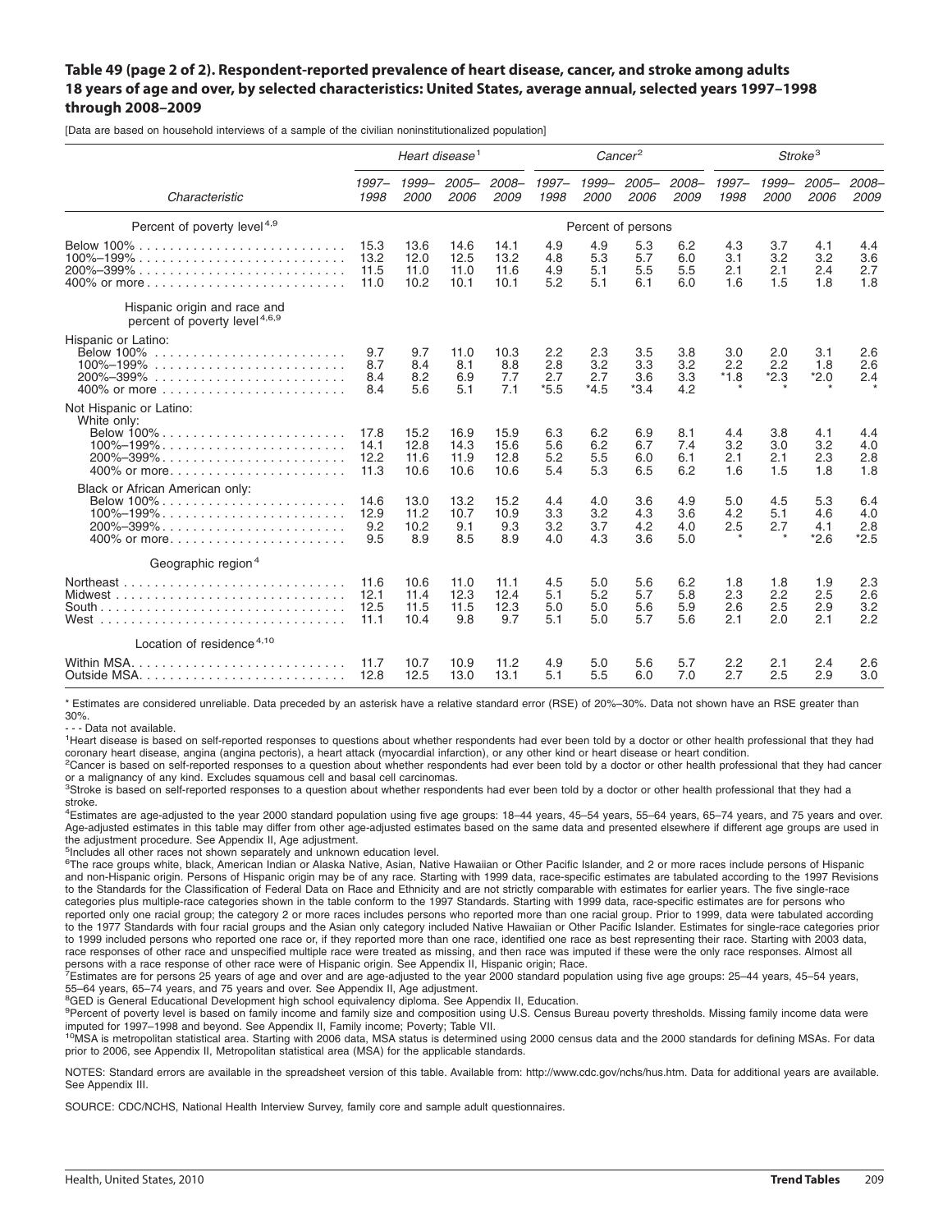**Table 49 (page 2 of 2). Respondent-reported prevalence of heart disease, cancer, and stroke among adults 18 years of age and over, by selected characteristics: United States, average annual, selected years 1997–1998 through 2008–2009**

[Data are based on household interviews of a sample of the civilian noninstitutionalized population]

| Characteristic | Heart disease[1] | | | | Cancer[2] | | | | Stroke[3] | | | |
|---|---|---|---|---|---|---|---|---|---|---|---|---|
| | 1997–1998 | 1999–2000 | 2005–2006 | 2008–2009 | 1997–1998 | 1999–2000 | 2005–2006 | 2008–2009 | 1997–1998 | 1999–2000 | 2005–2006 | 2008–2009 |
| Percent of poverty level[4,9] | | | | | Percent of persons | | | | | | | |
| Below 100% | 15.3 | 13.6 | 14.6 | 14.1 | 4.9 | 4.9 | 5.3 | 6.2 | 4.3 | 3.7 | 4.1 | 4.4 |
| 100%–199% | 13.2 | 12.0 | 12.5 | 13.2 | 4.8 | 5.3 | 5.7 | 6.0 | 3.1 | 3.2 | 3.2 | 3.6 |
| 200%–399% | 11.5 | 11.0 | 11.0 | 11.6 | 4.9 | 5.1 | 5.5 | 5.5 | 2.1 | 2.1 | 2.4 | 2.7 |
| 400% or more | 11.0 | 10.2 | 10.1 | 10.1 | 5.2 | 5.1 | 6.1 | 6.0 | 1.6 | 1.5 | 1.8 | 1.8 |
| Hispanic origin and race and percent of poverty level[4,6,9] | | | | | | | | | | | | |
| Hispanic or Latino: | | | | | | | | | | | | |
| Below 100% | 9.7 | 9.7 | 11.0 | 10.3 | 2.2 | 2.3 | 3.5 | 3.8 | 3.0 | 2.0 | 3.1 | 2.6 |
| 100%–199% | 8.7 | 8.4 | 8.1 | 8.8 | 2.8 | 3.2 | 3.3 | 3.2 | 2.2 | 2.2 | 1.8 | 2.6 |
| 200%–399% | 8.4 | 8.2 | 6.9 | 7.7 | 2.7 | 2.7 | 3.6 | 3.3 | *1.8 | *2.3 | *2.0 | 2.4 |
| 400% or more | 8.4 | 5.6 | 5.1 | 7.1 | *5.5 | *4.5 | *3.4 | 4.2 | * | * | * | * |
| Not Hispanic or Latino: | | | | | | | | | | | | |
| White only: | | | | | | | | | | | | |
| Below 100% | 17.8 | 15.2 | 16.9 | 15.9 | 6.3 | 6.2 | 6.9 | 8.1 | 4.4 | 3.8 | 4.1 | 4.4 |
| 100%–199% | 14.1 | 12.8 | 14.3 | 15.6 | 5.6 | 6.2 | 6.7 | 7.4 | 3.2 | 3.0 | 3.2 | 4.0 |
| 200%–399% | 12.2 | 11.6 | 11.9 | 12.8 | 5.2 | 5.5 | 6.0 | 6.1 | 2.1 | 2.1 | 2.3 | 2.8 |
| 400% or more | 11.3 | 10.6 | 10.6 | 10.6 | 5.4 | 5.3 | 6.5 | 6.2 | 1.6 | 1.5 | 1.8 | 1.8 |
| Black or African American only: | | | | | | | | | | | | |
| Below 100% | 14.6 | 13.0 | 13.2 | 15.2 | 4.4 | 4.0 | 3.6 | 4.9 | 5.0 | 4.5 | 5.3 | 6.4 |
| 100%–199% | 12.9 | 11.2 | 10.7 | 10.9 | 3.3 | 3.2 | 4.3 | 3.6 | 4.2 | 5.1 | 4.6 | 4.0 |
| 200%–399% | 9.2 | 10.2 | 9.1 | 9.3 | 3.2 | 3.7 | 4.2 | 4.0 | 2.5 | 2.7 | 4.1 | 2.8 |
| 400% or more | 9.5 | 8.9 | 8.5 | 8.9 | 4.0 | 4.3 | 3.6 | 5.0 | * | * | *2.6 | *2.5 |
| Geographic region[4] | | | | | | | | | | | | |
| Northeast | 11.6 | 10.6 | 11.0 | 11.1 | 4.5 | 5.0 | 5.6 | 6.2 | 1.8 | 1.8 | 1.9 | 2.3 |
| Midwest | 12.1 | 11.4 | 12.3 | 12.4 | 5.1 | 5.2 | 5.7 | 5.8 | 2.3 | 2.2 | 2.5 | 2.6 |
| South | 12.5 | 11.5 | 11.5 | 12.3 | 5.0 | 5.0 | 5.6 | 5.9 | 2.6 | 2.5 | 2.9 | 3.2 |
| West | 11.1 | 10.4 | 9.8 | 9.7 | 5.1 | 5.0 | 5.7 | 5.6 | 2.1 | 2.0 | 2.1 | 2.2 |
| Location of residence[4,10] | | | | | | | | | | | | |
| Within MSA | 11.7 | 10.7 | 10.9 | 11.2 | 4.9 | 5.0 | 5.6 | 5.7 | 2.2 | 2.1 | 2.4 | 2.6 |
| Outside MSA | 12.8 | 12.5 | 13.0 | 13.1 | 5.1 | 5.5 | 6.0 | 7.0 | 2.7 | 2.5 | 2.9 | 3.0 |

\* Estimates are considered unreliable. Data preceded by an asterisk have a relative standard error (RSE) of 20%–30%. Data not shown have an RSE greater than 30%.

- - - Data not available.

[1]Heart disease is based on self-reported responses to questions about whether respondents had ever been told by a doctor or other health professional that they had coronary heart disease, angina (angina pectoris), a heart attack (myocardial infarction), or any other kind or heart disease or heart condition.

[2]Cancer is based on self-reported responses to a question about whether respondents had ever been told by a doctor or other health professional that they had cancer or a malignancy of any kind. Excludes squamous cell and basal cell carcinomas.

[3]Stroke is based on self-reported responses to a question about whether respondents had ever been told by a doctor or other health professional that they had a stroke.

[4]Estimates are age-adjusted to the year 2000 standard population using five age groups: 18–44 years, 45–54 years, 55–64 years, 65–74 years, and 75 years and over. Age-adjusted estimates in this table may differ from other age-adjusted estimates based on the same data and presented elsewhere if different age groups are used in the adjustment procedure. See Appendix II, Age adjustment.

[5]Includes all other races not shown separately and unknown education level.

[6]The race groups white, black, American Indian or Alaska Native, Asian, Native Hawaiian or Other Pacific Islander, and 2 or more races include persons of Hispanic and non-Hispanic origin. Persons of Hispanic origin may be of any race. Starting with 1999 data, race-specific estimates are tabulated according to the 1997 Revisions to the Standards for the Classification of Federal Data on Race and Ethnicity and are not strictly comparable with estimates for earlier years. The five single-race categories plus multiple-race categories shown in the table conform to the 1997 Standards. Starting with 1999 data, race-specific estimates are for persons who reported only one racial group; the category 2 or more races includes persons who reported more than one racial group. Prior to 1999, data were tabulated according to the 1977 Standards with four racial groups and the Asian only category included Native Hawaiian or Other Pacific Islander. Estimates for single-race categories prior to 1999 included persons who reported one race or, if they reported more than one race, identified one race as best representing their race. Starting with 2003 data, race responses of other race and unspecified multiple race were treated as missing, and then race was imputed if these were the only race responses. Almost all persons with a race response of other race were of Hispanic origin. See Appendix II, Hispanic origin; Race.

[7]Estimates are for persons 25 years of age and over and are age-adjusted to the year 2000 standard population using five age groups: 25–44 years, 45–54 years, 55–64 years, 65–74 years, and 75 years and over. See Appendix II, Age adjustment.

[8]GED is General Educational Development high school equivalency diploma. See Appendix II, Education.

[9]Percent of poverty level is based on family income and family size and composition using U.S. Census Bureau poverty thresholds. Missing family income data were imputed for 1997–1998 and beyond. See Appendix II, Family income; Poverty; Table VII.

[10]MSA is metropolitan statistical area. Starting with 2006 data, MSA status is determined using 2000 census data and the 2000 standards for defining MSAs. For data prior to 2006, see Appendix II, Metropolitan statistical area (MSA) for the applicable standards.

NOTES: Standard errors are available in the spreadsheet version of this table. Available from: http://www.cdc.gov/nchs/hus.htm. Data for additional years are available. See Appendix III.

SOURCE: CDC/NCHS, National Health Interview Survey, family core and sample adult questionnaires.